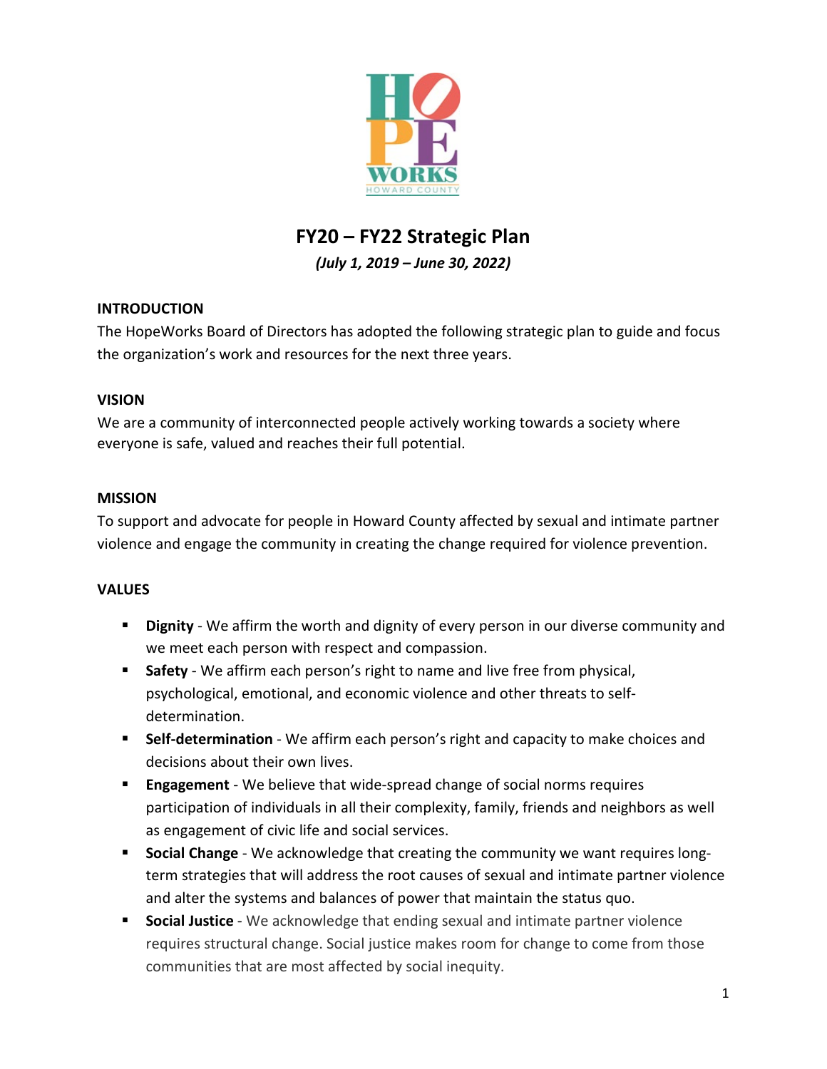# FY20 – FY22 Strategic Plan

***(July 1, 2019 – June 30, 2022)***

## INTRODUCTION

The HopeWorks Board of Directors has adopted the following strategic plan to guide and focus the organization's work and resources for the next three years.

## VISION

We are a community of interconnected people actively working towards a society where everyone is safe, valued and reaches their full potential.

## MISSION

To support and advocate for people in Howard County affected by sexual and intimate partner violence and engage the community in creating the change required for violence prevention.

## VALUES

- **Dignity** - We affirm the worth and dignity of every person in our diverse community and we meet each person with respect and compassion.
- **Safety** - We affirm each person's right to name and live free from physical, psychological, emotional, and economic violence and other threats to self-determination.
- **Self-determination** - We affirm each person's right and capacity to make choices and decisions about their own lives.
- **Engagement** - We believe that wide-spread change of social norms requires participation of individuals in all their complexity, family, friends and neighbors as well as engagement of civic life and social services.
- **Social Change** - We acknowledge that creating the community we want requires long-term strategies that will address the root causes of sexual and intimate partner violence and alter the systems and balances of power that maintain the status quo.
- **Social Justice** - We acknowledge that ending sexual and intimate partner violence requires structural change. Social justice makes room for change to come from those communities that are most affected by social inequity.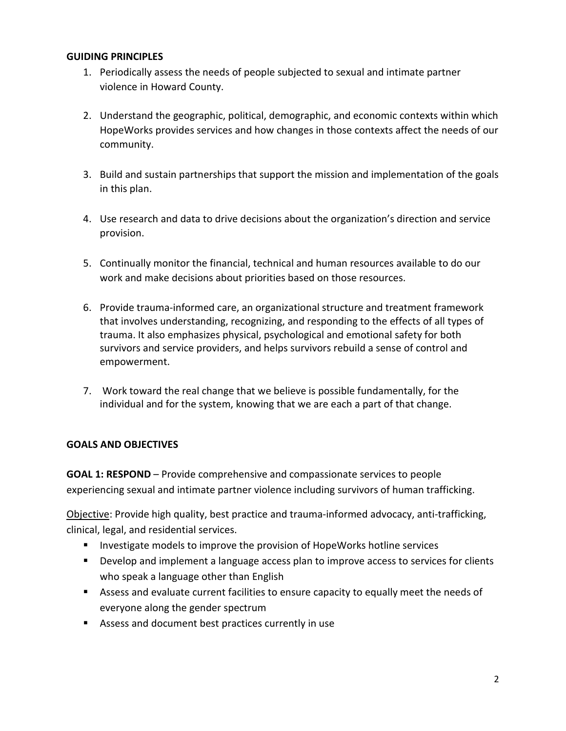**GUIDING PRINCIPLES**

1. Periodically assess the needs of people subjected to sexual and intimate partner violence in Howard County.

2. Understand the geographic, political, demographic, and economic contexts within which HopeWorks provides services and how changes in those contexts affect the needs of our community.

3. Build and sustain partnerships that support the mission and implementation of the goals in this plan.

4. Use research and data to drive decisions about the organization's direction and service provision.

5. Continually monitor the financial, technical and human resources available to do our work and make decisions about priorities based on those resources.

6. Provide trauma-informed care, an organizational structure and treatment framework that involves understanding, recognizing, and responding to the effects of all types of trauma. It also emphasizes physical, psychological and emotional safety for both survivors and service providers, and helps survivors rebuild a sense of control and empowerment.

7. Work toward the real change that we believe is possible fundamentally, for the individual and for the system, knowing that we are each a part of that change.

**GOALS AND OBJECTIVES**

**GOAL 1: RESPOND** – Provide comprehensive and compassionate services to people experiencing sexual and intimate partner violence including survivors of human trafficking.

<u>Objective</u>: Provide high quality, best practice and trauma-informed advocacy, anti-trafficking, clinical, legal, and residential services.

- Investigate models to improve the provision of HopeWorks hotline services
- Develop and implement a language access plan to improve access to services for clients who speak a language other than English
- Assess and evaluate current facilities to ensure capacity to equally meet the needs of everyone along the gender spectrum
- Assess and document best practices currently in use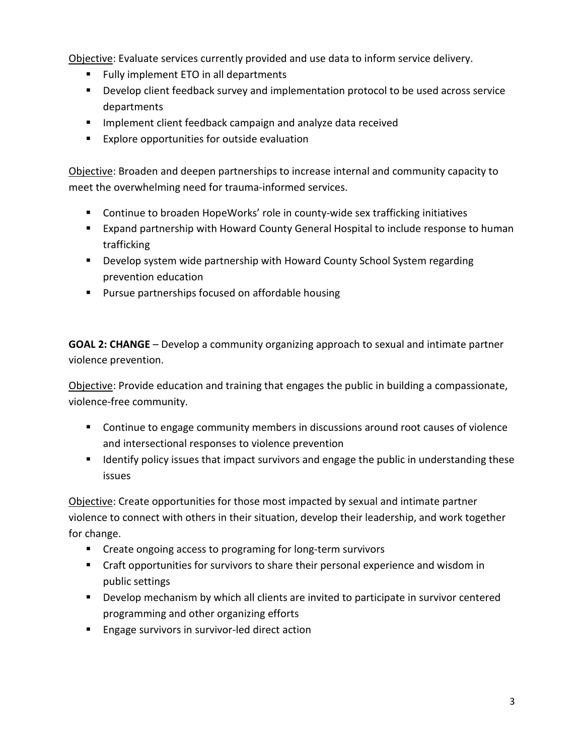<u>Objective</u>: Evaluate services currently provided and use data to inform service delivery.

- Fully implement ETO in all departments
- Develop client feedback survey and implementation protocol to be used across service departments
- Implement client feedback campaign and analyze data received
- Explore opportunities for outside evaluation

<u>Objective</u>: Broaden and deepen partnerships to increase internal and community capacity to meet the overwhelming need for trauma-informed services.

- Continue to broaden HopeWorks' role in county-wide sex trafficking initiatives
- Expand partnership with Howard County General Hospital to include response to human trafficking
- Develop system wide partnership with Howard County School System regarding prevention education
- Pursue partnerships focused on affordable housing

**GOAL 2: CHANGE** – Develop a community organizing approach to sexual and intimate partner violence prevention.

<u>Objective</u>: Provide education and training that engages the public in building a compassionate, violence-free community.

- Continue to engage community members in discussions around root causes of violence and intersectional responses to violence prevention
- Identify policy issues that impact survivors and engage the public in understanding these issues

<u>Objective</u>: Create opportunities for those most impacted by sexual and intimate partner violence to connect with others in their situation, develop their leadership, and work together for change.

- Create ongoing access to programing for long-term survivors
- Craft opportunities for survivors to share their personal experience and wisdom in public settings
- Develop mechanism by which all clients are invited to participate in survivor centered programming and other organizing efforts
- Engage survivors in survivor-led direct action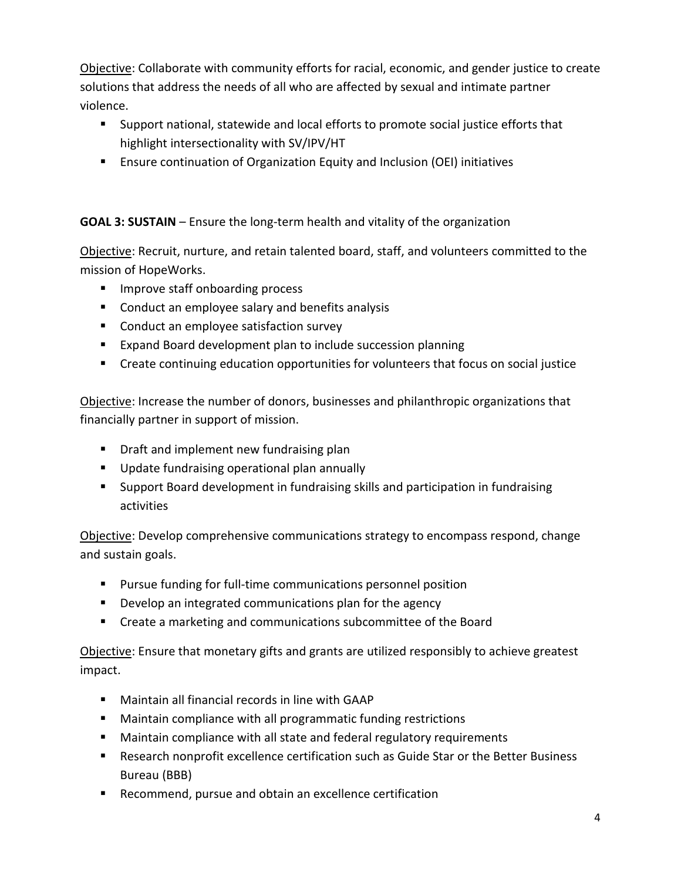<u>Objective</u>: Collaborate with community efforts for racial, economic, and gender justice to create solutions that address the needs of all who are affected by sexual and intimate partner violence.

- Support national, statewide and local efforts to promote social justice efforts that highlight intersectionality with SV/IPV/HT
- Ensure continuation of Organization Equity and Inclusion (OEI) initiatives

**GOAL 3: SUSTAIN** – Ensure the long-term health and vitality of the organization

<u>Objective</u>: Recruit, nurture, and retain talented board, staff, and volunteers committed to the mission of HopeWorks.

- Improve staff onboarding process
- Conduct an employee salary and benefits analysis
- Conduct an employee satisfaction survey
- Expand Board development plan to include succession planning
- Create continuing education opportunities for volunteers that focus on social justice

<u>Objective</u>: Increase the number of donors, businesses and philanthropic organizations that financially partner in support of mission.

- Draft and implement new fundraising plan
- Update fundraising operational plan annually
- Support Board development in fundraising skills and participation in fundraising activities

<u>Objective</u>: Develop comprehensive communications strategy to encompass respond, change and sustain goals.

- Pursue funding for full-time communications personnel position
- Develop an integrated communications plan for the agency
- Create a marketing and communications subcommittee of the Board

<u>Objective</u>: Ensure that monetary gifts and grants are utilized responsibly to achieve greatest impact.

- Maintain all financial records in line with GAAP
- Maintain compliance with all programmatic funding restrictions
- Maintain compliance with all state and federal regulatory requirements
- Research nonprofit excellence certification such as Guide Star or the Better Business Bureau (BBB)
- Recommend, pursue and obtain an excellence certification